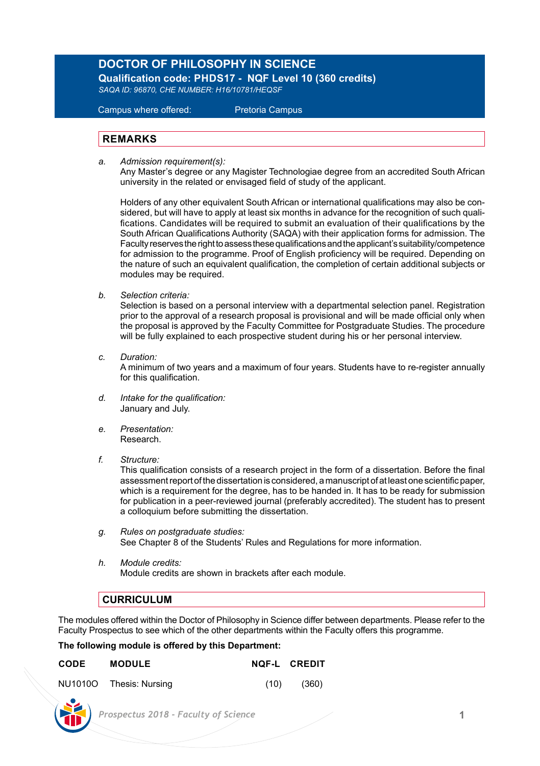# DOCTOR OF PHILOSOPHY IN SCIENCE

**Qualification code: PHDS17 - NQF Level 10 (360 credits)**

*SAQA ID: 96870, CHE NUMBER: H16/10781/HEQSF*

Campus where offered: Pretoria Campus

## REMARKS

a. *Admission requirement(s):*
Any Master's degree or any Magister Technologiae degree from an accredited South African university in the related or envisaged field of study of the applicant.

Holders of any other equivalent South African or international qualifications may also be considered, but will have to apply at least six months in advance for the recognition of such qualifications. Candidates will be required to submit an evaluation of their qualifications by the South African Qualifications Authority (SAQA) with their application forms for admission. The Faculty reserves the right to assess these qualifications and the applicant's suitability/competence for admission to the programme. Proof of English proficiency will be required. Depending on the nature of such an equivalent qualification, the completion of certain additional subjects or modules may be required.

b. *Selection criteria:*
Selection is based on a personal interview with a departmental selection panel. Registration prior to the approval of a research proposal is provisional and will be made official only when the proposal is approved by the Faculty Committee for Postgraduate Studies. The procedure will be fully explained to each prospective student during his or her personal interview.

c. *Duration:*
A minimum of two years and a maximum of four years. Students have to re-register annually for this qualification.

d. *Intake for the qualification:*
January and July.

e. *Presentation:*
Research.

f. *Structure:*
This qualification consists of a research project in the form of a dissertation. Before the final assessment report of the dissertation is considered, a manuscript of at least one scientific paper, which is a requirement for the degree, has to be handed in. It has to be ready for submission for publication in a peer-reviewed journal (preferably accredited). The student has to present a colloquium before submitting the dissertation.

g. *Rules on postgraduate studies:*
See Chapter 8 of the Students' Rules and Regulations for more information.

h. *Module credits:*
Module credits are shown in brackets after each module.

## CURRICULUM

The modules offered within the Doctor of Philosophy in Science differ between departments. Please refer to the Faculty Prospectus to see which of the other departments within the Faculty offers this programme.

**The following module is offered by this Department:**

| CODE | MODULE | NQF-L | CREDIT |
|---|---|---|---|
| NU1010O | Thesis: Nursing | (10) | (360) |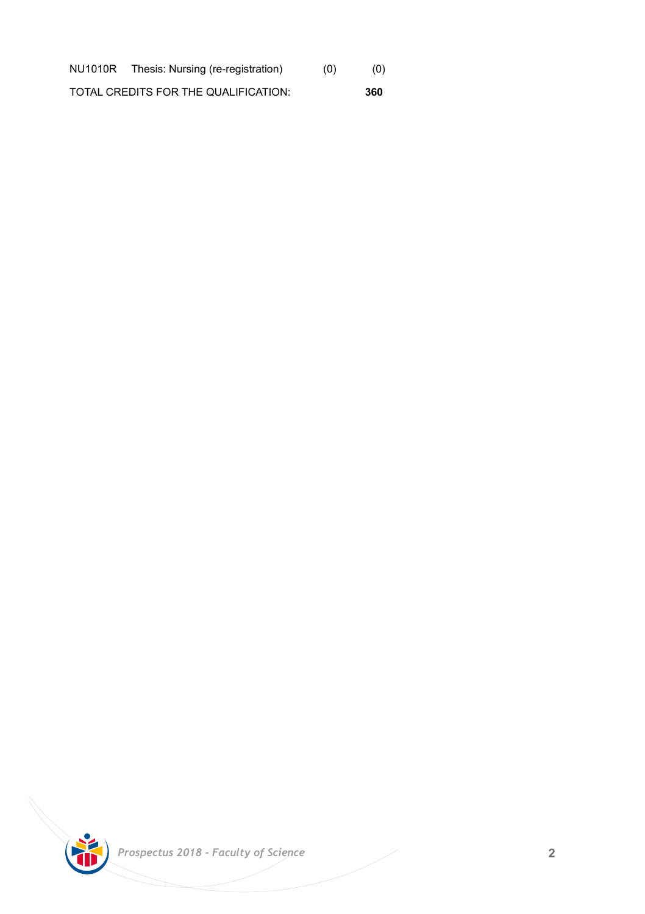| | | | |
|---|---|---|---|
| NU1010R | Thesis: Nursing (re-registration) | (0) | (0) |
| TOTAL CREDITS FOR THE QUALIFICATION: | | | **360** |